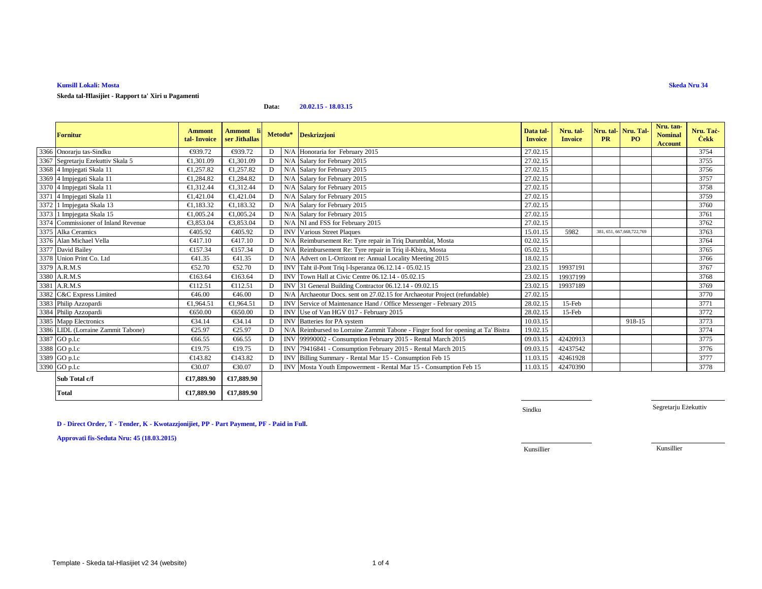**Kunsill Lokali: Mosta**

**Skeda Nru 34**

**Skeda tal-Ħlasijiet - Rapport ta' Xiri u Pagamenti**

**Data: 20.02.15 - 18.03.15**

| | Fornitur | Ammont tal- Invoice | Ammont li ser Jithallas | Metodu* | | Deskrizzjoni | Data tal-Invoice | Nru. tal-Invoice | Nru. tal-PR | Nru. Tal-PO | Nru. tan-Nominal Account | Nru. Taċ-Ċekk |
|---|---|---|---|---|---|---|---|---|---|---|---|---|
| 3366 | Onorarju tas-Sindku | €939.72 | €939.72 | D | N/A | Honoraria for February 2015 | 27.02.15 | | | | | 3754 |
| 3367 | Segretarju Ezekuttiv Skala 5 | €1,301.09 | €1,301.09 | D | N/A | Salary for February 2015 | 27.02.15 | | | | | 3755 |
| 3368 | 4 Impjegati Skala 11 | €1,257.82 | €1,257.82 | D | N/A | Salary for February 2015 | 27.02.15 | | | | | 3756 |
| 3369 | 4 Impjegati Skala 11 | €1,284.82 | €1,284.82 | D | N/A | Salary for February 2015 | 27.02.15 | | | | | 3757 |
| 3370 | 4 Impjegati Skala 11 | €1,312.44 | €1,312.44 | D | N/A | Salary for February 2015 | 27.02.15 | | | | | 3758 |
| 3371 | 4 Impjegati Skala 11 | €1,421.04 | €1,421.04 | D | N/A | Salary for February 2015 | 27.02.15 | | | | | 3759 |
| 3372 | 1 Impjegata Skala 13 | €1,183.32 | €1,183.32 | D | N/A | Salary for February 2015 | 27.02.15 | | | | | 3760 |
| 3373 | 1 Impjegata Skala 15 | €1,005.24 | €1,005.24 | D | N/A | Salary for February 2015 | 27.02.15 | | | | | 3761 |
| 3374 | Commissioner of Inland Revenue | €3,853.04 | €3,853.04 | D | N/A | NI and FSS for February 2015 | 27.02.15 | | | | | 3762 |
| 3375 | Alka Ceramics | €405.92 | €405.92 | D | INV | Various Street Plaques | 15.01.15 | 5982 | 381, 651, 667,668,722,769 | | | 3763 |
| 3376 | Alan Michael Vella | €417.10 | €417.10 | D | N/A | Reimbursement Re: Tyre repair in Triq Durumblat, Mosta | 02.02.15 | | | | | 3764 |
| 3377 | David Bailey | €157.34 | €157.34 | D | N/A | Reimbursement Re: Tyre repair in Triq il-Kbira, Mosta | 05.02.15 | | | | | 3765 |
| 3378 | Union Print Co. Ltd | €41.35 | €41.35 | D | N/A | Advert on L-Orrizont re: Annual Locality Meeting 2015 | 18.02.15 | | | | | 3766 |
| 3379 | A.R.M.S | €52.70 | €52.70 | D | INV | Taht il-Pont Triq l-Isperanza 06.12.14 - 05.02.15 | 23.02.15 | 19937191 | | | | 3767 |
| 3380 | A.R.M.S | €163.64 | €163.64 | D | INV | Town Hall at Civic Centre 06.12.14 - 05.02.15 | 23.02.15 | 19937199 | | | | 3768 |
| 3381 | A.R.M.S | €112.51 | €112.51 | D | INV | 31 General Building Contractor 06.12.14 - 09.02.15 | 23.02.15 | 19937189 | | | | 3769 |
| 3382 | C&C Express Limited | €46.00 | €46.00 | D | N/A | Archaeotur Docs. sent on 27.02.15 for Archaeotur Project (refundable) | 27.02.15 | | | | | 3770 |
| 3383 | Philip Azzopardi | €1,964.51 | €1,964.51 | D | INV | Service of Maintenance Hand / Office Messenger - February 2015 | 28.02.15 | 15-Feb | | | | 3771 |
| 3384 | Philip Azzopardi | €650.00 | €650.00 | D | INV | Use of Van HGV 017 - February 2015 | 28.02.15 | 15-Feb | | | | 3772 |
| 3385 | Mapp Electronics | €34.14 | €34.14 | D | INV | Batteries for PA system | 10.03.15 | | | 918-15 | | 3773 |
| 3386 | LIDL (Lorraine Zammit Tabone) | €25.97 | €25.97 | D | N/A | Reimbursed to Lorraine Zammit Tabone - Finger food for opening at Ta' Bistra | 19.02.15 | | | | | 3774 |
| 3387 | GO p.l.c | €66.55 | €66.55 | D | INV | 99990002 - Consumption February 2015 - Rental March 2015 | 09.03.15 | 42420913 | | | | 3775 |
| 3388 | GO p.l.c | €19.75 | €19.75 | D | INV | 79416841 - Consumption February 2015 - Rental March 2015 | 09.03.15 | 42437542 | | | | 3776 |
| 3389 | GO p.l.c | €143.82 | €143.82 | D | INV | Billing Summary - Rental Mar 15 - Consumption Feb 15 | 11.03.15 | 42461928 | | | | 3777 |
| 3390 | GO p.l.c | €30.07 | €30.07 | D | INV | Mosta Youth Empowerment - Rental Mar 15 - Consumption Feb 15 | 11.03.15 | 42470390 | | | | 3778 |
| | **Sub Total c/f** | **€17,889.90** | **€17,889.90** | | | | | | | | | |
| | **Total** | **€17,889.90** | **€17,889.90** | | | | | | | | | |

Sindku

Segretarju Eżekuttiv

**D - Direct Order, T - Tender, K - Kwotazzjonijiet, PP - Part Payment, PF - Paid in Full.**

**Approvati fis-Seduta Nru: 45 (18.03.2015)**

Kunsillier

Kunsillier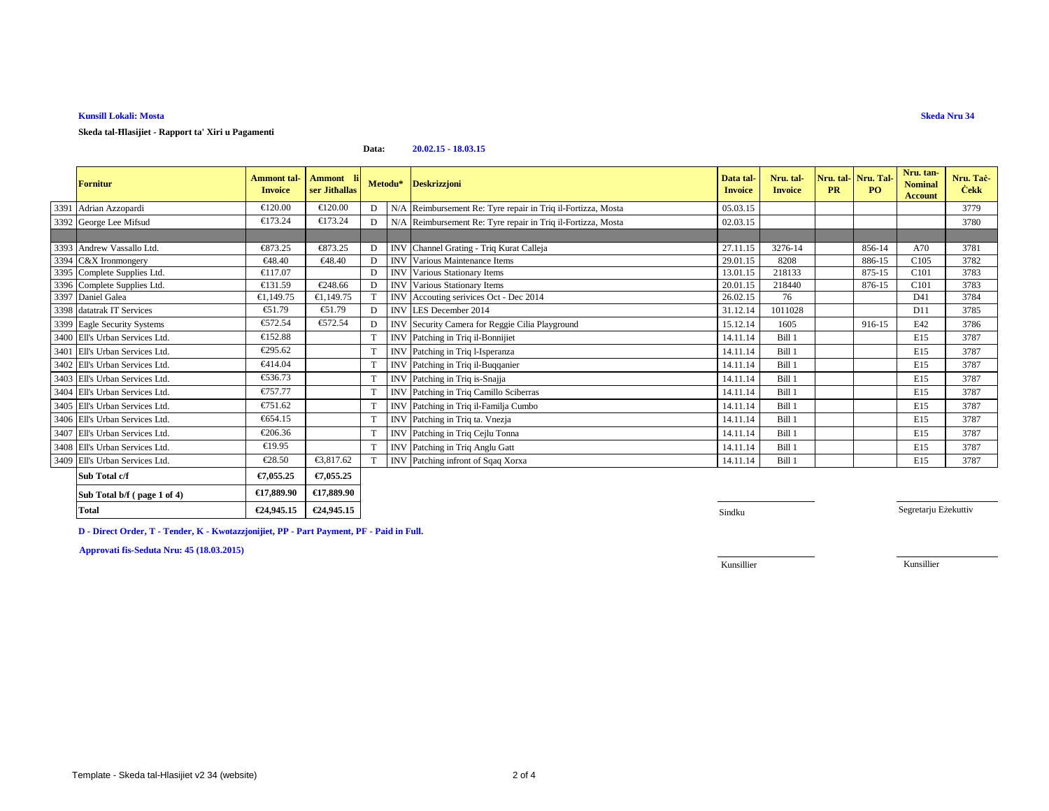**Kunsill Lokali: Mosta**

**Skeda Nru 34**

**Skeda tal-Ħlasijiet - Rapport ta' Xiri u Pagamenti**

**Data: 20.02.15 - 18.03.15**

| | Fornitur | Ammont tal-Invoice | Ammont li ser Jithallas | Metodu* | | Deskrizzjoni | Data tal-Invoice | Nru. tal-Invoice | Nru. tal-PR | Nru. Tal-PO | Nru. tan-Nominal Account | Nru. Taċ-Ċekk |
|---|---|---|---|---|---|---|---|---|---|---|---|---|
| 3391 | Adrian Azzopardi | €120.00 | €120.00 | D | N/A | Reimbursement Re: Tyre repair in Triq il-Fortizza, Mosta | 05.03.15 | | | | | 3779 |
| 3392 | George Lee Mifsud | €173.24 | €173.24 | D | N/A | Reimbursement Re: Tyre repair in Triq il-Fortizza, Mosta | 02.03.15 | | | | | 3780 |
| | | | | | | | | | | | | |
| 3393 | Andrew Vassallo Ltd. | €873.25 | €873.25 | D | INV | Channel Grating - Triq Kurat Calleja | 27.11.15 | 3276-14 | | 856-14 | A70 | 3781 |
| 3394 | C&X Ironmongery | €48.40 | €48.40 | D | INV | Various Maintenance Items | 29.01.15 | 8208 | | 886-15 | C105 | 3782 |
| 3395 | Complete Supplies Ltd. | €117.07 | | D | INV | Various Stationary Items | 13.01.15 | 218133 | | 875-15 | C101 | 3783 |
| 3396 | Complete Supplies Ltd. | €131.59 | €248.66 | D | INV | Various Stationary Items | 20.01.15 | 218440 | | 876-15 | C101 | 3783 |
| 3397 | Daniel Galea | €1,149.75 | €1,149.75 | T | INV | Accouting serivices Oct - Dec 2014 | 26.02.15 | 76 | | | D41 | 3784 |
| 3398 | datatrak IT Services | €51.79 | €51.79 | D | INV | LES December 2014 | 31.12.14 | 1011028 | | | D11 | 3785 |
| 3399 | Eagle Security Systems | €572.54 | €572.54 | D | INV | Security Camera for Reggie Cilia Playground | 15.12.14 | 1605 | | 916-15 | E42 | 3786 |
| 3400 | Ell's Urban Services Ltd. | €152.88 | | T | INV | Patching in Triq il-Bonnijiet | 14.11.14 | Bill 1 | | | E15 | 3787 |
| 3401 | Ell's Urban Services Ltd. | €295.62 | | T | INV | Patching in Triq l-Isperanza | 14.11.14 | Bill 1 | | | E15 | 3787 |
| 3402 | Ell's Urban Services Ltd. | €414.04 | | T | INV | Patching in Triq il-Buqqanier | 14.11.14 | Bill 1 | | | E15 | 3787 |
| 3403 | Ell's Urban Services Ltd. | €536.73 | | T | INV | Patching in Triq is-Snajja | 14.11.14 | Bill 1 | | | E15 | 3787 |
| 3404 | Ell's Urban Services Ltd. | €757.77 | | T | INV | Patching in Triq Camillo Sciberras | 14.11.14 | Bill 1 | | | E15 | 3787 |
| 3405 | Ell's Urban Services Ltd. | €751.62 | | T | INV | Patching in Triq il-Familja Cumbo | 14.11.14 | Bill 1 | | | E15 | 3787 |
| 3406 | Ell's Urban Services Ltd. | €654.15 | | T | INV | Patching in Triq ta. Vnezja | 14.11.14 | Bill 1 | | | E15 | 3787 |
| 3407 | Ell's Urban Services Ltd. | €206.36 | | T | INV | Patching in Triq Cejlu Tonna | 14.11.14 | Bill 1 | | | E15 | 3787 |
| 3408 | Ell's Urban Services Ltd. | €19.95 | | T | INV | Patching in Triq Anglu Gatt | 14.11.14 | Bill 1 | | | E15 | 3787 |
| 3409 | Ell's Urban Services Ltd. | €28.50 | €3,817.62 | T | INV | Patching infront of Sqaq Xorxa | 14.11.14 | Bill 1 | | | E15 | 3787 |
| | **Sub Total c/f** | **€7,055.25** | **€7,055.25** | | | | | | | | | |
| | **Sub Total b/f ( page 1 of 4)** | **€17,889.90** | **€17,889.90** | | | | | | | | | |
| | **Total** | **€24,945.15** | **€24,945.15** | | | | | | | | | |

Sindku

Segretarju Eżekuttiv

**D - Direct Order, T - Tender, K - Kwotazzjonijiet, PP - Part Payment, PF - Paid in Full.**

**Approvati fis-Seduta Nru: 45 (18.03.2015)**

Kunsillier

Kunsillier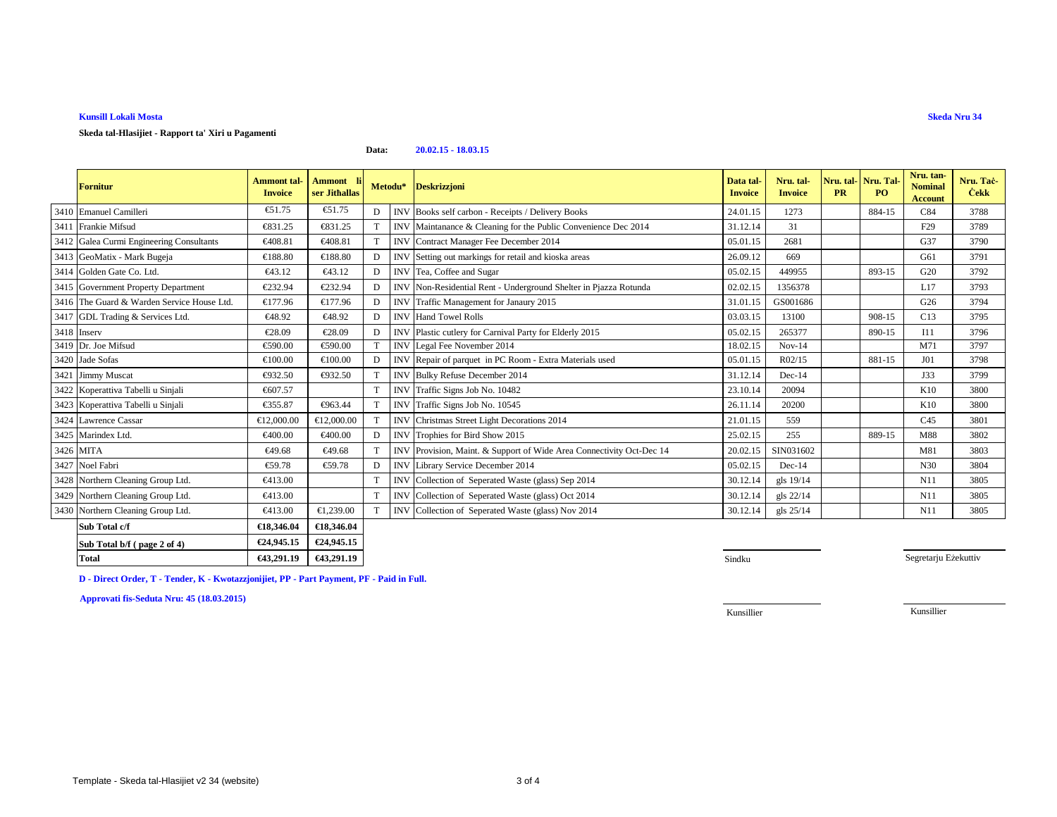**Kunsill Lokali Mosta**

**Skeda Nru 34**

**Skeda tal-Hlasijiet - Rapport ta' Xiri u Pagamenti**

**Data: 20.02.15 - 18.03.15**

| | Fornitur | Ammont tal-Invoice | Ammont li ser Jithallas | Metodu* | | Deskrizzjoni | Data tal-Invoice | Nru. tal-Invoice | Nru. tal-PR | Nru. Tal-PO | Nru. tan-Nominal Account | Nru. Taċ-Ċekk |
|---|---|---|---|---|---|---|---|---|---|---|---|---|
| 3410 | Emanuel Camilleri | €51.75 | €51.75 | D | INV | Books self carbon - Receipts / Delivery Books | 24.01.15 | 1273 | | 884-15 | C84 | 3788 |
| 3411 | Frankie Mifsud | €831.25 | €831.25 | T | INV | Maintanance & Cleaning for the Public Convenience Dec 2014 | 31.12.14 | 31 | | | F29 | 3789 |
| 3412 | Galea Curmi Engineering Consultants | €408.81 | €408.81 | T | INV | Contract Manager Fee December 2014 | 05.01.15 | 2681 | | | G37 | 3790 |
| 3413 | GeoMatix - Mark Bugeja | €188.80 | €188.80 | D | INV | Setting out markings for retail and kioska areas | 26.09.12 | 669 | | | G61 | 3791 |
| 3414 | Golden Gate Co. Ltd. | €43.12 | €43.12 | D | INV | Tea, Coffee and Sugar | 05.02.15 | 449955 | | 893-15 | G20 | 3792 |
| 3415 | Government Property Department | €232.94 | €232.94 | D | INV | Non-Residential Rent - Underground Shelter in Pjazza Rotunda | 02.02.15 | 1356378 | | | L17 | 3793 |
| 3416 | The Guard & Warden Service House Ltd. | €177.96 | €177.96 | D | INV | Traffic Management for Janaury 2015 | 31.01.15 | GS001686 | | | G26 | 3794 |
| 3417 | GDL Trading & Services Ltd. | €48.92 | €48.92 | D | INV | Hand Towel Rolls | 03.03.15 | 13100 | | 908-15 | C13 | 3795 |
| 3418 | Inserv | €28.09 | €28.09 | D | INV | Plastic cutlery for Carnival Party for Elderly 2015 | 05.02.15 | 265377 | | 890-15 | I11 | 3796 |
| 3419 | Dr. Joe Mifsud | €590.00 | €590.00 | T | INV | Legal Fee November 2014 | 18.02.15 | Nov-14 | | | M71 | 3797 |
| 3420 | Jade Sofas | €100.00 | €100.00 | D | INV | Repair of parquet in PC Room - Extra Materials used | 05.01.15 | R02/15 | | 881-15 | J01 | 3798 |
| 3421 | Jimmy Muscat | €932.50 | €932.50 | T | INV | Bulky Refuse December 2014 | 31.12.14 | Dec-14 | | | J33 | 3799 |
| 3422 | Koperattiva Tabelli u Sinjali | €607.57 | | T | INV | Traffic Signs Job No. 10482 | 23.10.14 | 20094 | | | K10 | 3800 |
| 3423 | Koperattiva Tabelli u Sinjali | €355.87 | €963.44 | T | INV | Traffic Signs Job No. 10545 | 26.11.14 | 20200 | | | K10 | 3800 |
| 3424 | Lawrence Cassar | €12,000.00 | €12,000.00 | T | INV | Christmas Street Light Decorations 2014 | 21.01.15 | 559 | | | C45 | 3801 |
| 3425 | Marindex Ltd. | €400.00 | €400.00 | D | INV | Trophies for Bird Show 2015 | 25.02.15 | 255 | | 889-15 | M88 | 3802 |
| 3426 | MITA | €49.68 | €49.68 | T | INV | Provision, Maint. & Support of Wide Area Connectivity Oct-Dec 14 | 20.02.15 | SIN031602 | | | M81 | 3803 |
| 3427 | Noel Fabri | €59.78 | €59.78 | D | INV | Library Service December 2014 | 05.02.15 | Dec-14 | | | N30 | 3804 |
| 3428 | Northern Cleaning Group Ltd. | €413.00 | | T | INV | Collection of Seperated Waste (glass) Sep 2014 | 30.12.14 | gls 19/14 | | | N11 | 3805 |
| 3429 | Northern Cleaning Group Ltd. | €413.00 | | T | INV | Collection of Seperated Waste (glass) Oct 2014 | 30.12.14 | gls 22/14 | | | N11 | 3805 |
| 3430 | Northern Cleaning Group Ltd. | €413.00 | €1,239.00 | T | INV | Collection of Seperated Waste (glass) Nov 2014 | 30.12.14 | gls 25/14 | | | N11 | 3805 |
| | **Sub Total c/f** | **€18,346.04** | **€18,346.04** | | | | | | | | | |
| | **Sub Total b/f ( page 2 of 4)** | **€24,945.15** | **€24,945.15** | | | | | | | | | |
| | **Total** | **€43,291.19** | **€43,291.19** | | | | | | | | | |

Sindku

Segretarju Eżekuttiv

**D - Direct Order, T - Tender, K - Kwotazzjonijiet, PP - Part Payment, PF - Paid in Full.**

**Approvati fis-Seduta Nru: 45 (18.03.2015)**

Kunsillier

Kunsillier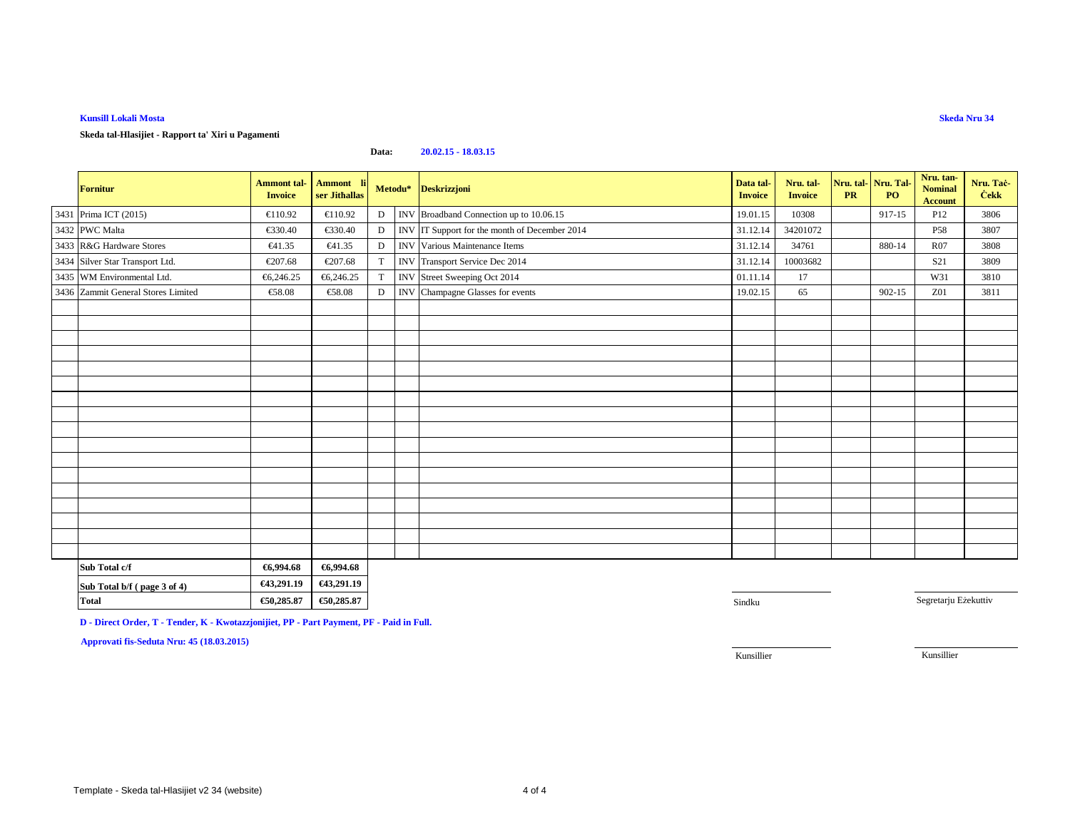**Kunsill Lokali Mosta**

**Skeda Nru 34**

**Skeda tal-Hlasijiet - Rapport ta' Xiri u Pagamenti**

**Data:** **20.02.15 - 18.03.15**

| | Fornitur | Ammont tal-Invoice | Ammont li ser Jithallas | Metodu* | | Deskrizzjoni | Data tal-Invoice | Nru. tal-Invoice | Nru. tal-PR | Nru. Tal-PO | Nru. tan-Nominal Account | Nru. Taċ-Ċekk |
|---|---|---|---|---|---|---|---|---|---|---|---|---|
| 3431 | Prima ICT (2015) | €110.92 | €110.92 | D | INV | Broadband Connection up to 10.06.15 | 19.01.15 | 10308 | | 917-15 | P12 | 3806 |
| 3432 | PWC Malta | €330.40 | €330.40 | D | INV | IT Support for the month of December 2014 | 31.12.14 | 34201072 | | | P58 | 3807 |
| 3433 | R&G Hardware Stores | €41.35 | €41.35 | D | INV | Various Maintenance Items | 31.12.14 | 34761 | | 880-14 | R07 | 3808 |
| 3434 | Silver Star Transport Ltd. | €207.68 | €207.68 | T | INV | Transport Service Dec 2014 | 31.12.14 | 10003682 | | | S21 | 3809 |
| 3435 | WM Environmental Ltd. | €6,246.25 | €6,246.25 | T | INV | Street Sweeping Oct 2014 | 01.11.14 | 17 | | | W31 | 3810 |
| 3436 | Zammit General Stores Limited | €58.08 | €58.08 | D | INV | Champagne Glasses for events | 19.02.15 | 65 | | 902-15 | Z01 | 3811 |
| | **Sub Total c/f** | **€6,994.68** | **€6,994.68** | | | | | | | | | |
| | **Sub Total b/f ( page 3 of 4)** | **€43,291.19** | **€43,291.19** | | | | | | | | | |
| | **Total** | **€50,285.87** | **€50,285.87** | | | | | | | | | |

**D - Direct Order, T - Tender, K - Kwotazzjonijiet, PP - Part Payment, PF - Paid in Full.**

**Approvati fis-Seduta Nru: 45 (18.03.2015)**

Sindku

Segretarju Eżekuttiv

Kunsillier

Kunsillier